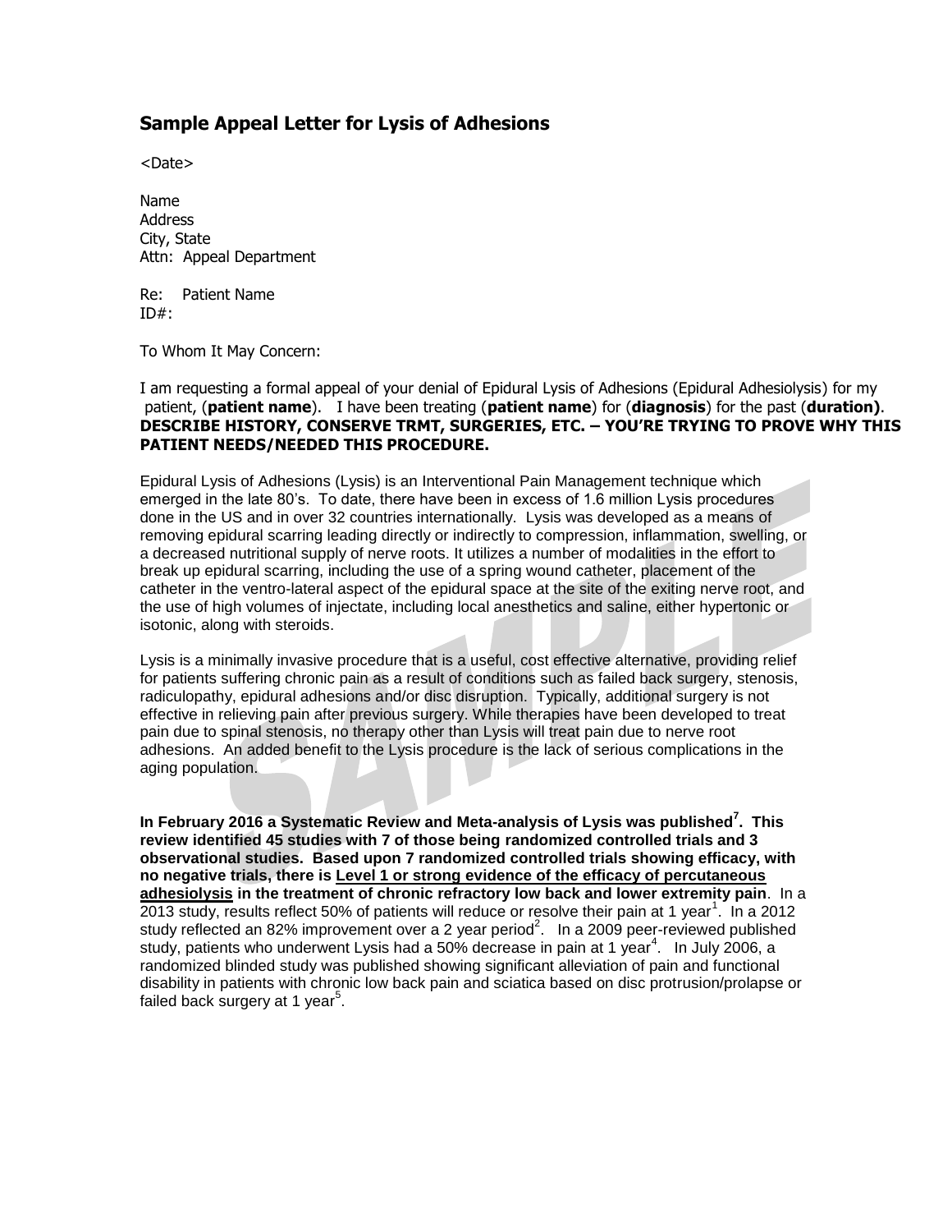## Sample Appeal Letter for Lysis of Adhesions

<Date>

Name
Address
City, State
Attn: Appeal Department

Re: Patient Name
ID#:

To Whom It May Concern:

I am requesting a formal appeal of your denial of Epidural Lysis of Adhesions (Epidural Adhesiolysis) for my patient, (**patient name**). I have been treating (**patient name**) for (**diagnosis**) for the past (**duration)**. **DESCRIBE HISTORY, CONSERVE TRMT, SURGERIES, ETC. – YOU'RE TRYING TO PROVE WHY THIS PATIENT NEEDS/NEEDED THIS PROCEDURE.**

Epidural Lysis of Adhesions (Lysis) is an Interventional Pain Management technique which emerged in the late 80's. To date, there have been in excess of 1.6 million Lysis procedures done in the US and in over 32 countries internationally. Lysis was developed as a means of removing epidural scarring leading directly or indirectly to compression, inflammation, swelling, or a decreased nutritional supply of nerve roots. It utilizes a number of modalities in the effort to break up epidural scarring, including the use of a spring wound catheter, placement of the catheter in the ventro-lateral aspect of the epidural space at the site of the exiting nerve root, and the use of high volumes of injectate, including local anesthetics and saline, either hypertonic or isotonic, along with steroids.

Lysis is a minimally invasive procedure that is a useful, cost effective alternative, providing relief for patients suffering chronic pain as a result of conditions such as failed back surgery, stenosis, radiculopathy, epidural adhesions and/or disc disruption. Typically, additional surgery is not effective in relieving pain after previous surgery. While therapies have been developed to treat pain due to spinal stenosis, no therapy other than Lysis will treat pain due to nerve root adhesions. An added benefit to the Lysis procedure is the lack of serious complications in the aging population.

**In February 2016 a Systematic Review and Meta-analysis of Lysis was published[7]. This review identified 45 studies with 7 of those being randomized controlled trials and 3 observational studies. Based upon 7 randomized controlled trials showing efficacy, with no negative trials, there is <u>Level 1 or strong evidence of the efficacy of percutaneous adhesiolysis</u> in the treatment of chronic refractory low back and lower extremity pain**. In a 2013 study, results reflect 50% of patients will reduce or resolve their pain at 1 year[1]. In a 2012 study reflected an 82% improvement over a 2 year period[2]. In a 2009 peer-reviewed published study, patients who underwent Lysis had a 50% decrease in pain at 1 year[4]. In July 2006, a randomized blinded study was published showing significant alleviation of pain and functional disability in patients with chronic low back pain and sciatica based on disc protrusion/prolapse or failed back surgery at 1 year[5].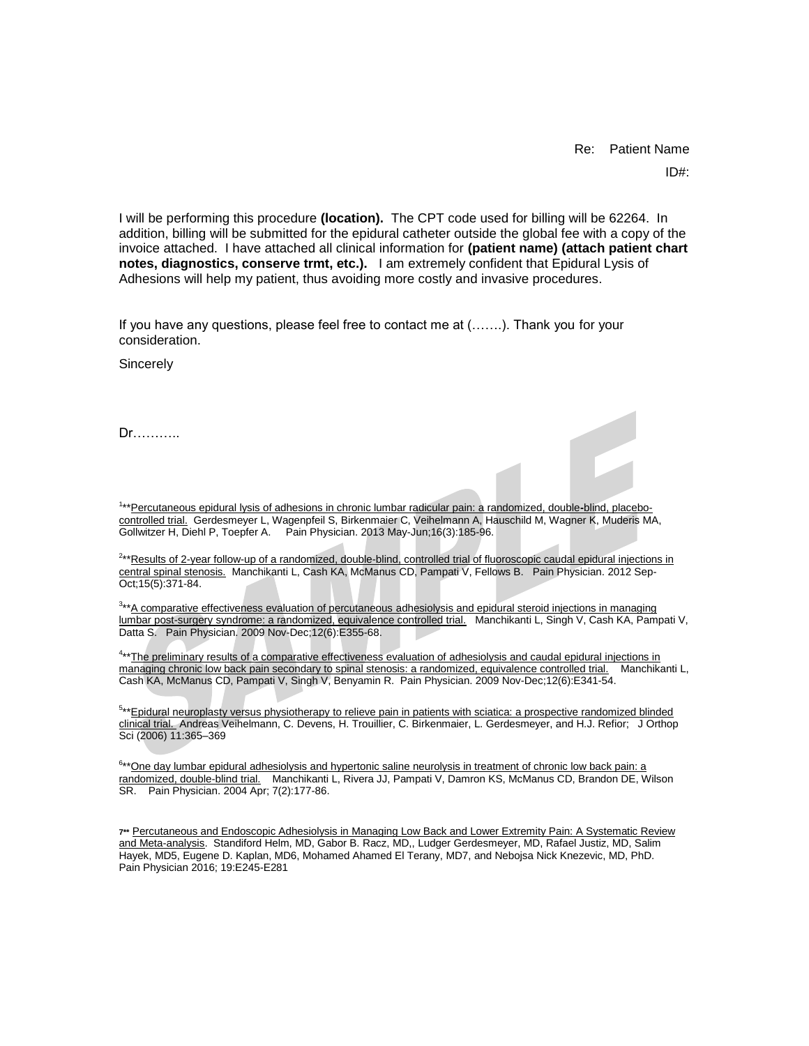Re: Patient Name

ID#:

I will be performing this procedure **(location).** The CPT code used for billing will be 62264. In addition, billing will be submitted for the epidural catheter outside the global fee with a copy of the invoice attached. I have attached all clinical information for **(patient name) (attach patient chart notes, diagnostics, conserve trmt, etc.).** I am extremely confident that Epidural Lysis of Adhesions will help my patient, thus avoiding more costly and invasive procedures.

If you have any questions, please feel free to contact me at (…….). Thank you for your consideration.

Sincerely

Dr………..

[1]**Percutaneous epidural lysis of adhesions in chronic lumbar radicular pain: a randomized, double-blind, placebo-controlled trial. Gerdesmeyer L, Wagenpfeil S, Birkenmaier C, Veihelmann A, Hauschild M, Wagner K, Muderis MA, Gollwitzer H, Diehl P, Toepfer A. Pain Physician. 2013 May-Jun;16(3):185-96.

[2]**Results of 2-year follow-up of a randomized, double-blind, controlled trial of fluoroscopic caudal epidural injections in central spinal stenosis. Manchikanti L, Cash KA, McManus CD, Pampati V, Fellows B. Pain Physician. 2012 Sep-Oct;15(5):371-84.

[3]**A comparative effectiveness evaluation of percutaneous adhesiolysis and epidural steroid injections in managing lumbar post-surgery syndrome: a randomized, equivalence controlled trial. Manchikanti L, Singh V, Cash KA, Pampati V, Datta S. Pain Physician. 2009 Nov-Dec;12(6):E355-68.

[4]**The preliminary results of a comparative effectiveness evaluation of adhesiolysis and caudal epidural injections in managing chronic low back pain secondary to spinal stenosis: a randomized, equivalence controlled trial. Manchikanti L, Cash KA, McManus CD, Pampati V, Singh V, Benyamin R. Pain Physician. 2009 Nov-Dec;12(6):E341-54.

[5]**Epidural neuroplasty versus physiotherapy to relieve pain in patients with sciatica: a prospective randomized blinded clinical trial. Andreas Veihelmann, C. Devens, H. Trouillier, C. Birkenmaier, L. Gerdesmeyer, and H.J. Refior; J Orthop Sci (2006) 11:365–369

[6]**One day lumbar epidural adhesiolysis and hypertonic saline neurolysis in treatment of chronic low back pain: a randomized, double-blind trial. Manchikanti L, Rivera JJ, Pampati V, Damron KS, McManus CD, Brandon DE, Wilson SR. Pain Physician. 2004 Apr; 7(2):177-86.

[7]** Percutaneous and Endoscopic Adhesiolysis in Managing Low Back and Lower Extremity Pain: A Systematic Review and Meta-analysis. Standiford Helm, MD, Gabor B. Racz, MD,, Ludger Gerdesmeyer, MD, Rafael Justiz, MD, Salim Hayek, MD5, Eugene D. Kaplan, MD6, Mohamed Ahamed El Terany, MD7, and Nebojsa Nick Knezevic, MD, PhD. Pain Physician 2016; 19:E245-E281